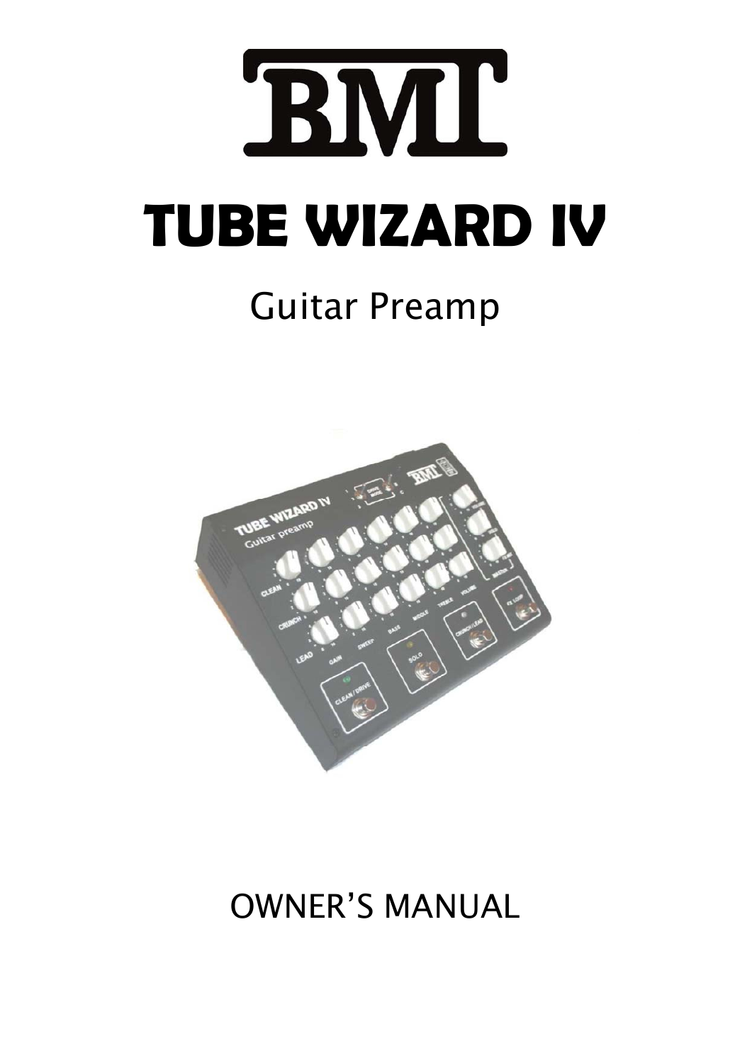# BMI

# TUBE WIZARD IV

## Guitar Preamp

## OWNER'S MANUAL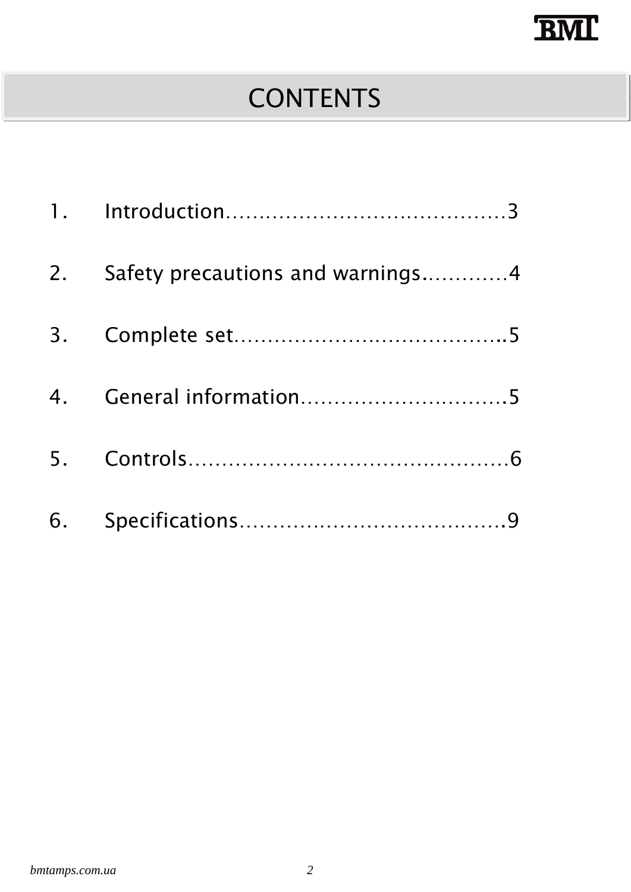# CONTENTS

1. Introduction.........................................3
2. Safety precautions and warnings............4
3. Complete set.........................................5
4. General information...............................5
5. Controls................................................6
6. Specifications........................................9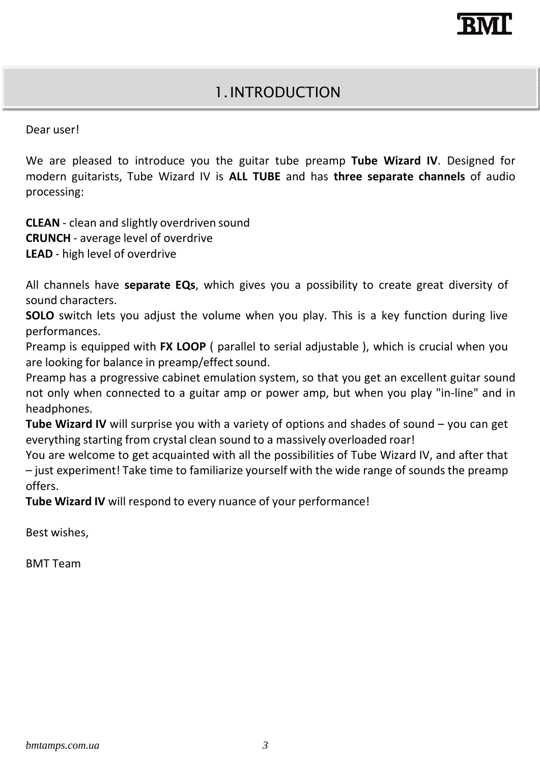# 1. INTRODUCTION

Dear user!

We are pleased to introduce you the guitar tube preamp **Tube Wizard IV**. Designed for modern guitarists, Tube Wizard IV is **ALL TUBE** and has **three separate channels** of audio processing:

**CLEAN** - clean and slightly overdriven sound
**CRUNCH** - average level of overdrive
**LEAD** - high level of overdrive

All channels have **separate EQs**, which gives you a possibility to create great diversity of sound characters.
**SOLO** switch lets you adjust the volume when you play. This is a key function during live performances.
Preamp is equipped with **FX LOOP** ( parallel to serial adjustable ), which is crucial when you are looking for balance in preamp/effect sound.
Preamp has a progressive cabinet emulation system, so that you get an excellent guitar sound not only when connected to a guitar amp or power amp, but when you play "in-line" and in headphones.
**Tube Wizard IV** will surprise you with a variety of options and shades of sound – you can get everything starting from crystal clean sound to a massively overloaded roar!
You are welcome to get acquainted with all the possibilities of Tube Wizard IV, and after that – just experiment! Take time to familiarize yourself with the wide range of sounds the preamp offers.
**Tube Wizard IV** will respond to every nuance of your performance!

Best wishes,

BMT Team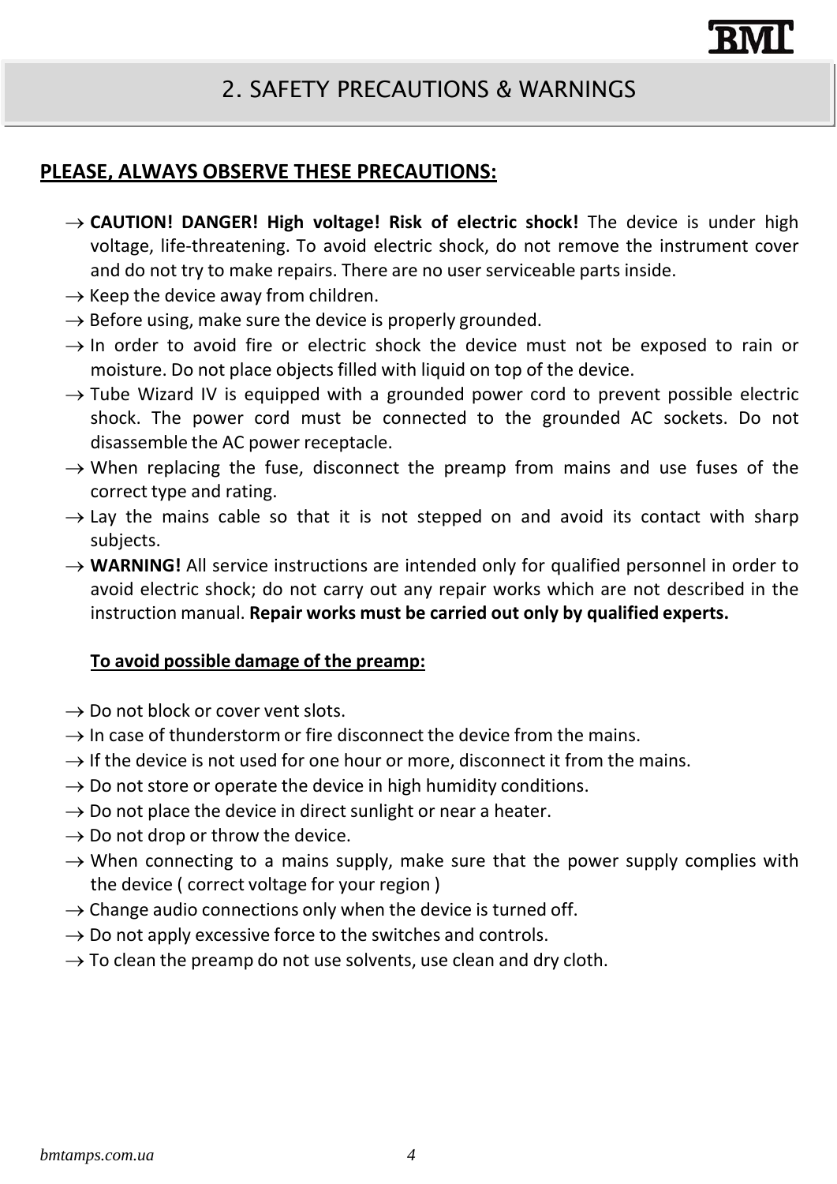## 2. SAFETY PRECAUTIONS & WARNINGS

**PLEASE, ALWAYS OBSERVE THESE PRECAUTIONS:**

- **CAUTION! DANGER! High voltage! Risk of electric shock!** The device is under high voltage, life-threatening. To avoid electric shock, do not remove the instrument cover and do not try to make repairs. There are no user serviceable parts inside.
- Keep the device away from children.
- Before using, make sure the device is properly grounded.
- In order to avoid fire or electric shock the device must not be exposed to rain or moisture. Do not place objects filled with liquid on top of the device.
- Tube Wizard IV is equipped with a grounded power cord to prevent possible electric shock. The power cord must be connected to the grounded AC sockets. Do not disassemble the AC power receptacle.
- When replacing the fuse, disconnect the preamp from mains and use fuses of the correct type and rating.
- Lay the mains cable so that it is not stepped on and avoid its contact with sharp subjects.
- **WARNING!** All service instructions are intended only for qualified personnel in order to avoid electric shock; do not carry out any repair works which are not described in the instruction manual. **Repair works must be carried out only by qualified experts.**

**To avoid possible damage of the preamp:**

- Do not block or cover vent slots.
- In case of thunderstorm or fire disconnect the device from the mains.
- If the device is not used for one hour or more, disconnect it from the mains.
- Do not store or operate the device in high humidity conditions.
- Do not place the device in direct sunlight or near a heater.
- Do not drop or throw the device.
- When connecting to a mains supply, make sure that the power supply complies with the device ( correct voltage for your region )
- Change audio connections only when the device is turned off.
- Do not apply excessive force to the switches and controls.
- To clean the preamp do not use solvents, use clean and dry cloth.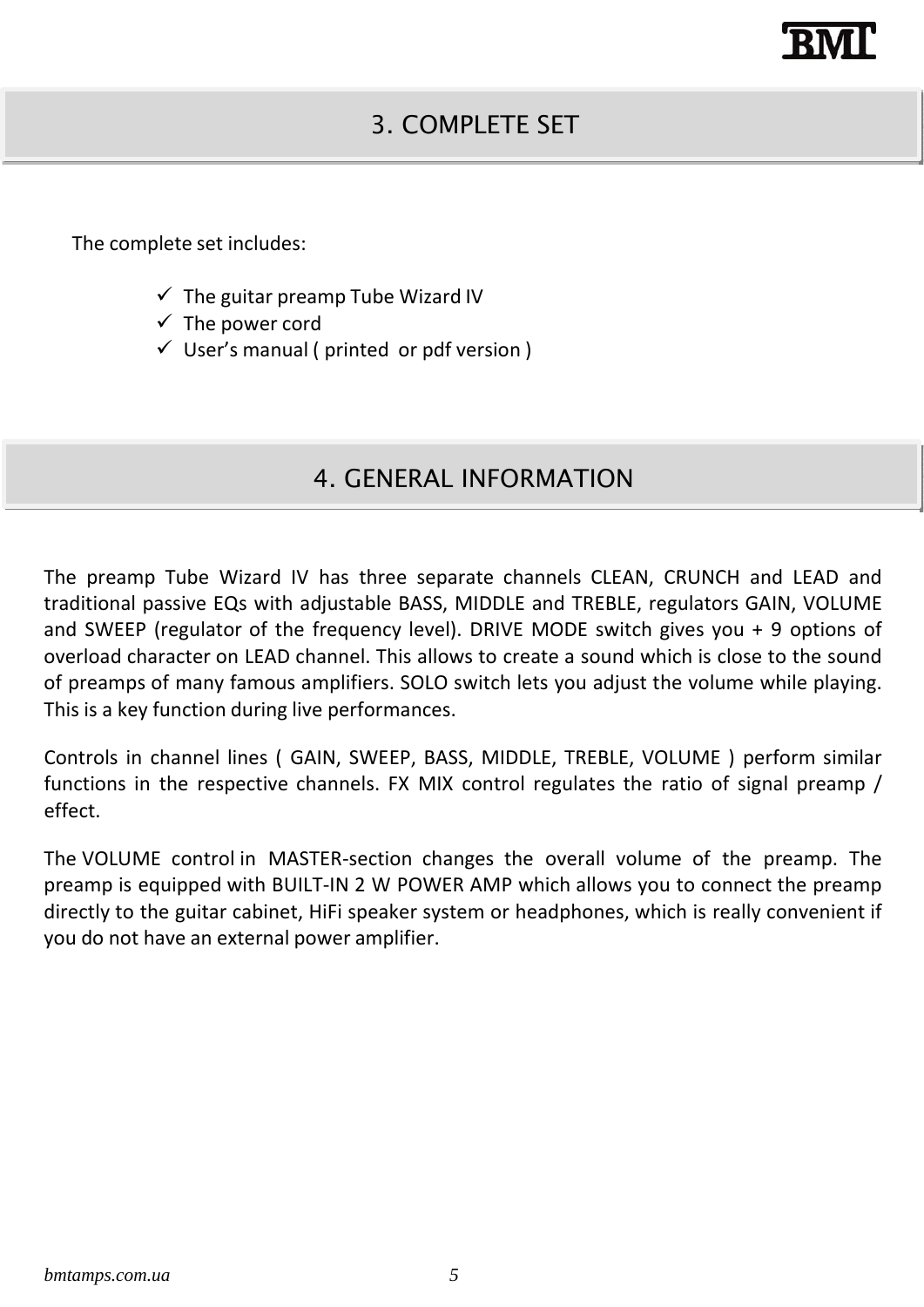## 3. COMPLETE SET

The complete set includes:

- ✓ The guitar preamp Tube Wizard IV
- ✓ The power cord
- ✓ User's manual ( printed or pdf version )

## 4. GENERAL INFORMATION

The preamp Tube Wizard IV has three separate channels CLEAN, CRUNCH and LEAD and traditional passive EQs with adjustable BASS, MIDDLE and TREBLE, regulators GAIN, VOLUME and SWEEP (regulator of the frequency level). DRIVE MODE switch gives you + 9 options of overload character on LEAD channel. This allows to create a sound which is close to the sound of preamps of many famous amplifiers. SOLO switch lets you adjust the volume while playing. This is a key function during live performances.

Controls in channel lines ( GAIN, SWEEP, BASS, MIDDLE, TREBLE, VOLUME ) perform similar functions in the respective channels. FX MIX control regulates the ratio of signal preamp / effect.

The VOLUME control in MASTER-section changes the overall volume of the preamp. The preamp is equipped with BUILT-IN 2 W POWER AMP which allows you to connect the preamp directly to the guitar cabinet, HiFi speaker system or headphones, which is really convenient if you do not have an external power amplifier.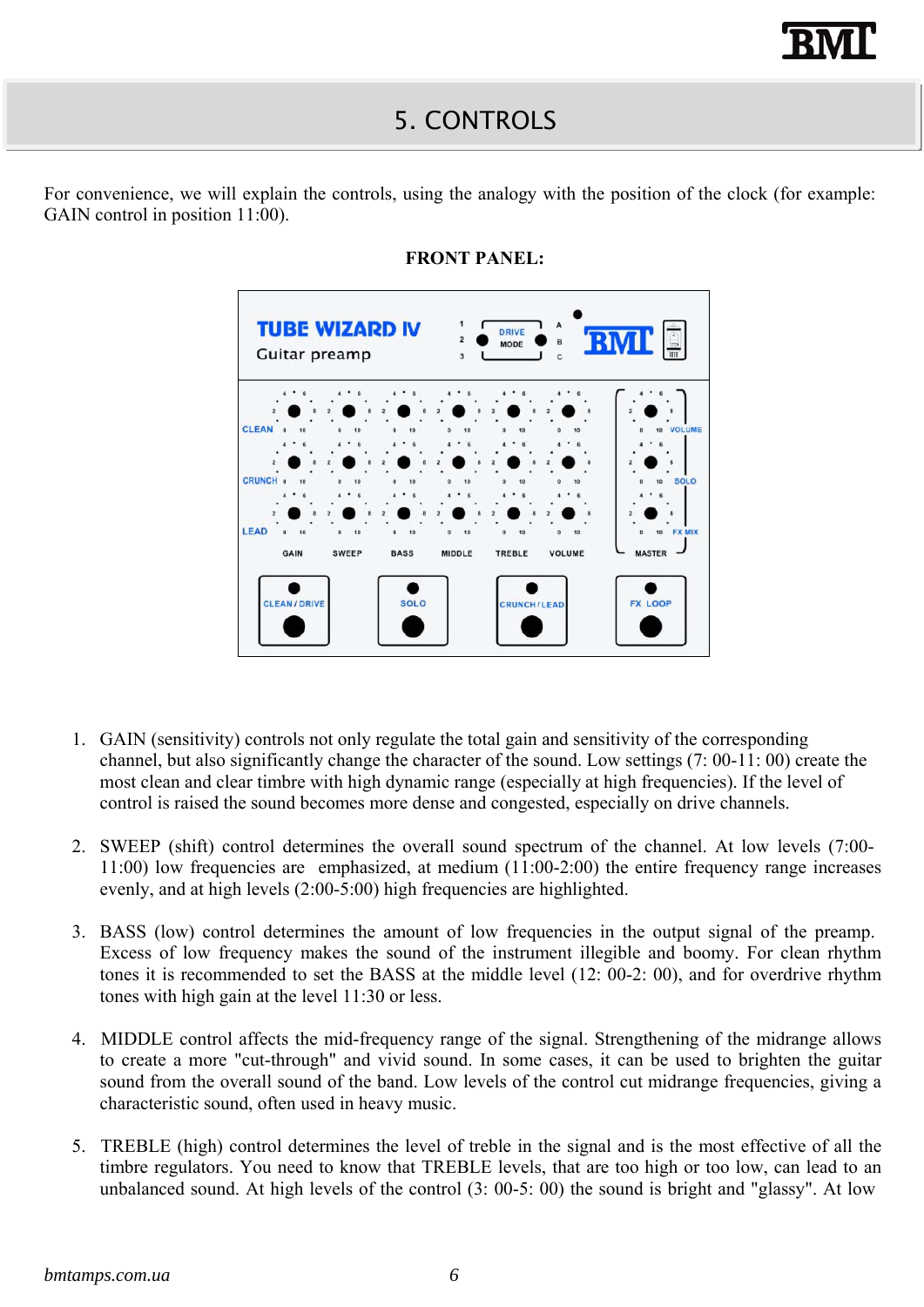# 5. CONTROLS

For convenience, we will explain the controls, using the analogy with the position of the clock (for example: GAIN control in position 11:00).

**FRONT PANEL:**

1. GAIN (sensitivity) controls not only regulate the total gain and sensitivity of the corresponding channel, but also significantly change the character of the sound. Low settings (7: 00-11: 00) create the most clean and clear timbre with high dynamic range (especially at high frequencies). If the level of control is raised the sound becomes more dense and congested, especially on drive channels.

2. SWEEP (shift) control determines the overall sound spectrum of the channel. At low levels (7:00-11:00) low frequencies are emphasized, at medium (11:00-2:00) the entire frequency range increases evenly, and at high levels (2:00-5:00) high frequencies are highlighted.

3. BASS (low) control determines the amount of low frequencies in the output signal of the preamp. Excess of low frequency makes the sound of the instrument illegible and boomy. For clean rhythm tones it is recommended to set the BASS at the middle level (12: 00-2: 00), and for overdrive rhythm tones with high gain at the level 11:30 or less.

4. MIDDLE control affects the mid-frequency range of the signal. Strengthening of the midrange allows to create a more "cut-through" and vivid sound. In some cases, it can be used to brighten the guitar sound from the overall sound of the band. Low levels of the control cut midrange frequencies, giving a characteristic sound, often used in heavy music.

5. TREBLE (high) control determines the level of treble in the signal and is the most effective of all the timbre regulators. You need to know that TREBLE levels, that are too high or too low, can lead to an unbalanced sound. At high levels of the control (3: 00-5: 00) the sound is bright and "glassy". At low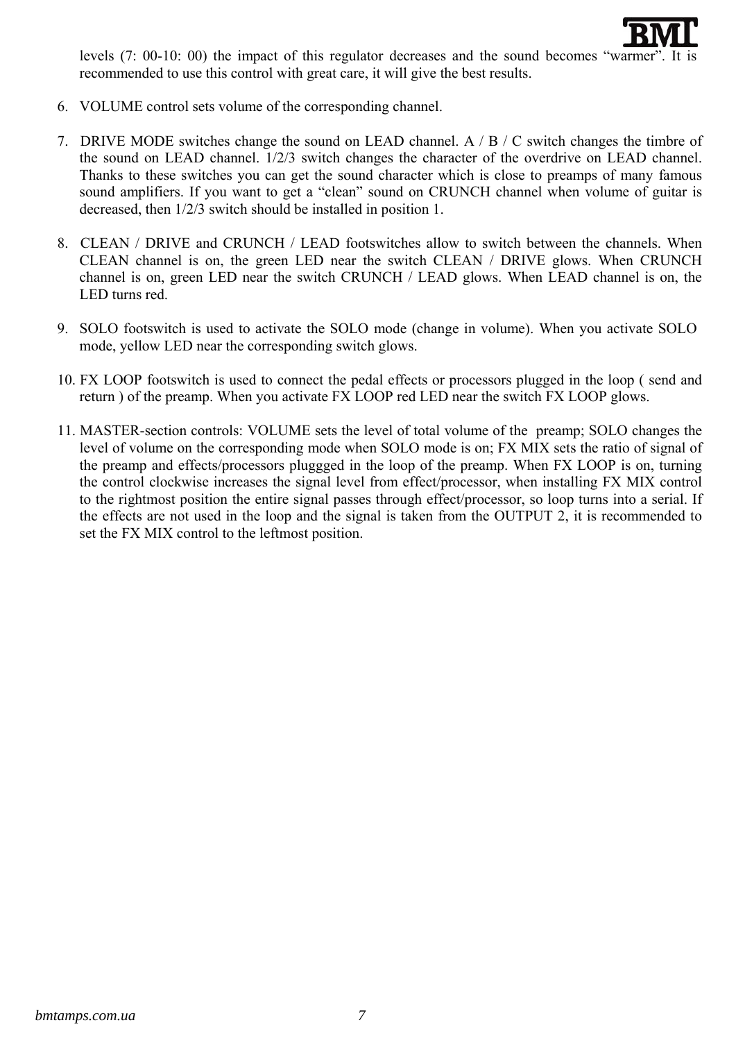levels (7: 00-10: 00) the impact of this regulator decreases and the sound becomes “warmer”. It is recommended to use this control with great care, it will give the best results.

6. VOLUME control sets volume of the corresponding channel.

7. DRIVE MODE switches change the sound on LEAD channel. A / B / C switch changes the timbre of the sound on LEAD channel. 1/2/3 switch changes the character of the overdrive on LEAD channel. Thanks to these switches you can get the sound character which is close to preamps of many famous sound amplifiers. If you want to get a “clean” sound on CRUNCH channel when volume of guitar is decreased, then 1/2/3 switch should be installed in position 1.

8. CLEAN / DRIVE and CRUNCH / LEAD footswitches allow to switch between the channels. When CLEAN channel is on, the green LED near the switch CLEAN / DRIVE glows. When CRUNCH channel is on, green LED near the switch CRUNCH / LEAD glows. When LEAD channel is on, the LED turns red.

9. SOLO footswitch is used to activate the SOLO mode (change in volume). When you activate SOLO mode, yellow LED near the corresponding switch glows.

10. FX LOOP footswitch is used to connect the pedal effects or processors plugged in the loop ( send and return ) of the preamp. When you activate FX LOOP red LED near the switch FX LOOP glows.

11. MASTER-section controls: VOLUME sets the level of total volume of the preamp; SOLO changes the level of volume on the corresponding mode when SOLO mode is on; FX MIX sets the ratio of signal of the preamp and effects/processors pluggged in the loop of the preamp. When FX LOOP is on, turning the control clockwise increases the signal level from effect/processor, when installing FX MIX control to the rightmost position the entire signal passes through effect/processor, so loop turns into a serial. If the effects are not used in the loop and the signal is taken from the OUTPUT 2, it is recommended to set the FX MIX control to the leftmost position.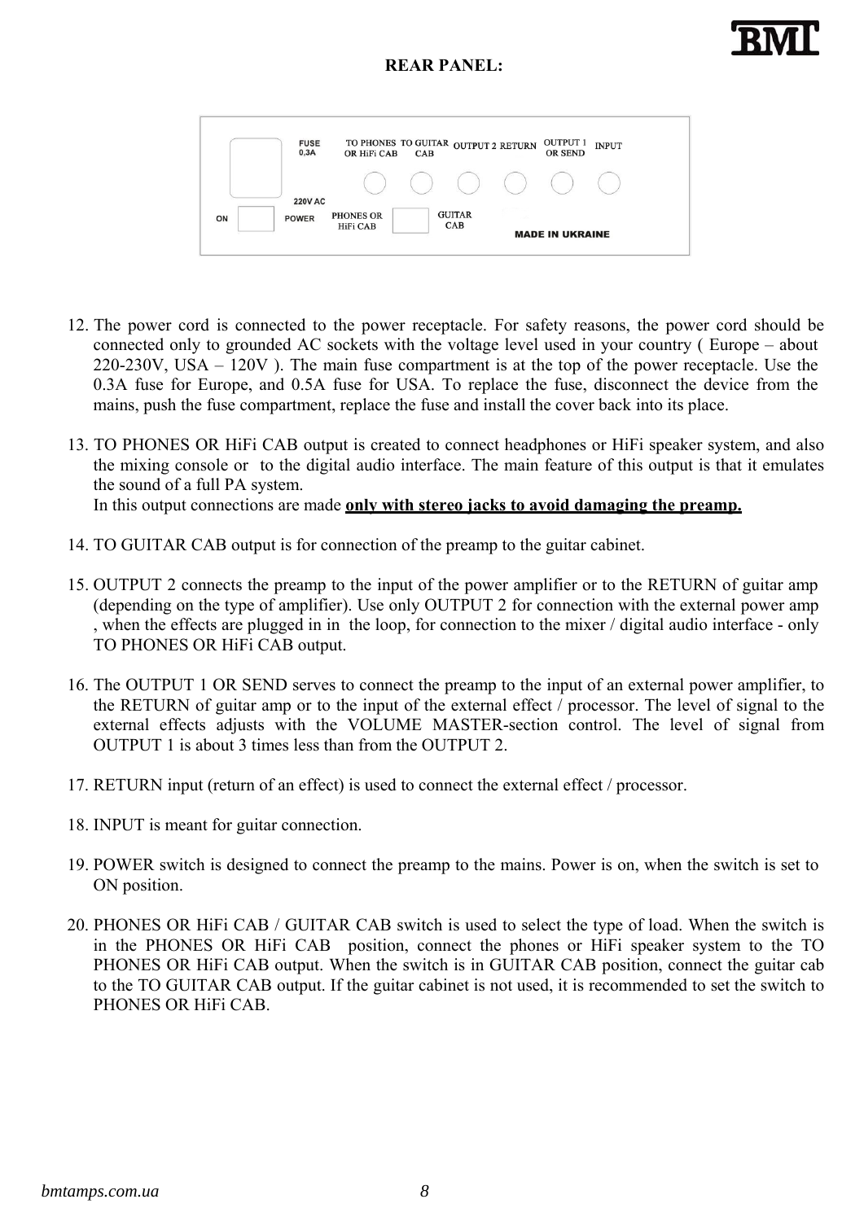**REAR PANEL:**

12. The power cord is connected to the power receptacle. For safety reasons, the power cord should be connected only to grounded AC sockets with the voltage level used in your country ( Europe – about 220-230V, USA – 120V ). The main fuse compartment is at the top of the power receptacle. Use the 0.3A fuse for Europe, and 0.5A fuse for USA. To replace the fuse, disconnect the device from the mains, push the fuse compartment, replace the fuse and install the cover back into its place.

13. TO PHONES OR HiFi CAB output is created to connect headphones or HiFi speaker system, and also the mixing console or to the digital audio interface. The main feature of this output is that it emulates the sound of a full PA system.
    In this output connections are made **only with stereo jacks to avoid damaging the preamp.**

14. TO GUITAR CAB output is for connection of the preamp to the guitar cabinet.

15. OUTPUT 2 connects the preamp to the input of the power amplifier or to the RETURN of guitar amp (depending on the type of amplifier). Use only OUTPUT 2 for connection with the external power amp , when the effects are plugged in in the loop, for connection to the mixer / digital audio interface - only TO PHONES OR HiFi CAB output.

16. The OUTPUT 1 OR SEND serves to connect the preamp to the input of an external power amplifier, to the RETURN of guitar amp or to the input of the external effect / processor. The level of signal to the external effects adjusts with the VOLUME MASTER-section control. The level of signal from OUTPUT 1 is about 3 times less than from the OUTPUT 2.

17. RETURN input (return of an effect) is used to connect the external effect / processor.

18. INPUT is meant for guitar connection.

19. POWER switch is designed to connect the preamp to the mains. Power is on, when the switch is set to ON position.

20. PHONES OR HiFi CAB / GUITAR CAB switch is used to select the type of load. When the switch is in the PHONES OR HiFi CAB position, connect the phones or HiFi speaker system to the TO PHONES OR HiFi CAB output. When the switch is in GUITAR CAB position, connect the guitar cab to the TO GUITAR CAB output. If the guitar cabinet is not used, it is recommended to set the switch to PHONES OR HiFi CAB.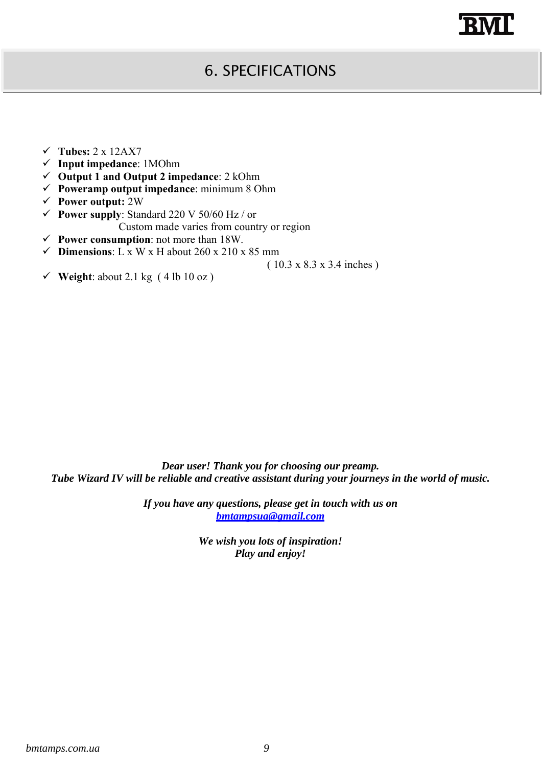# 6. SPECIFICATIONS

- **Tubes:** 2 x 12AX7
- **Input impedance**: 1MOhm
- **Output 1 and Output 2 impedance**: 2 kOhm
- **Poweramp output impedance**: minimum 8 Ohm
- **Power output:** 2W
- **Power supply**: Standard 220 V 50/60 Hz / or
  Custom made varies from country or region
- **Power consumption**: not more than 18W.
- **Dimensions**: L x W x H about 260 x 210 x 85 mm
  ( 10.3 x 8.3 x 3.4 inches )
- **Weight**: about 2.1 kg ( 4 lb 10 oz )

***Dear user! Thank you for choosing our preamp.***
***Tube Wizard IV will be reliable and creative assistant during your journeys in the world of music.***

***If you have any questions, please get in touch with us on***
***bmtampsua@gmail.com***

***We wish you lots of inspiration!***
***Play and enjoy!***

*bmtamps.com.ua*